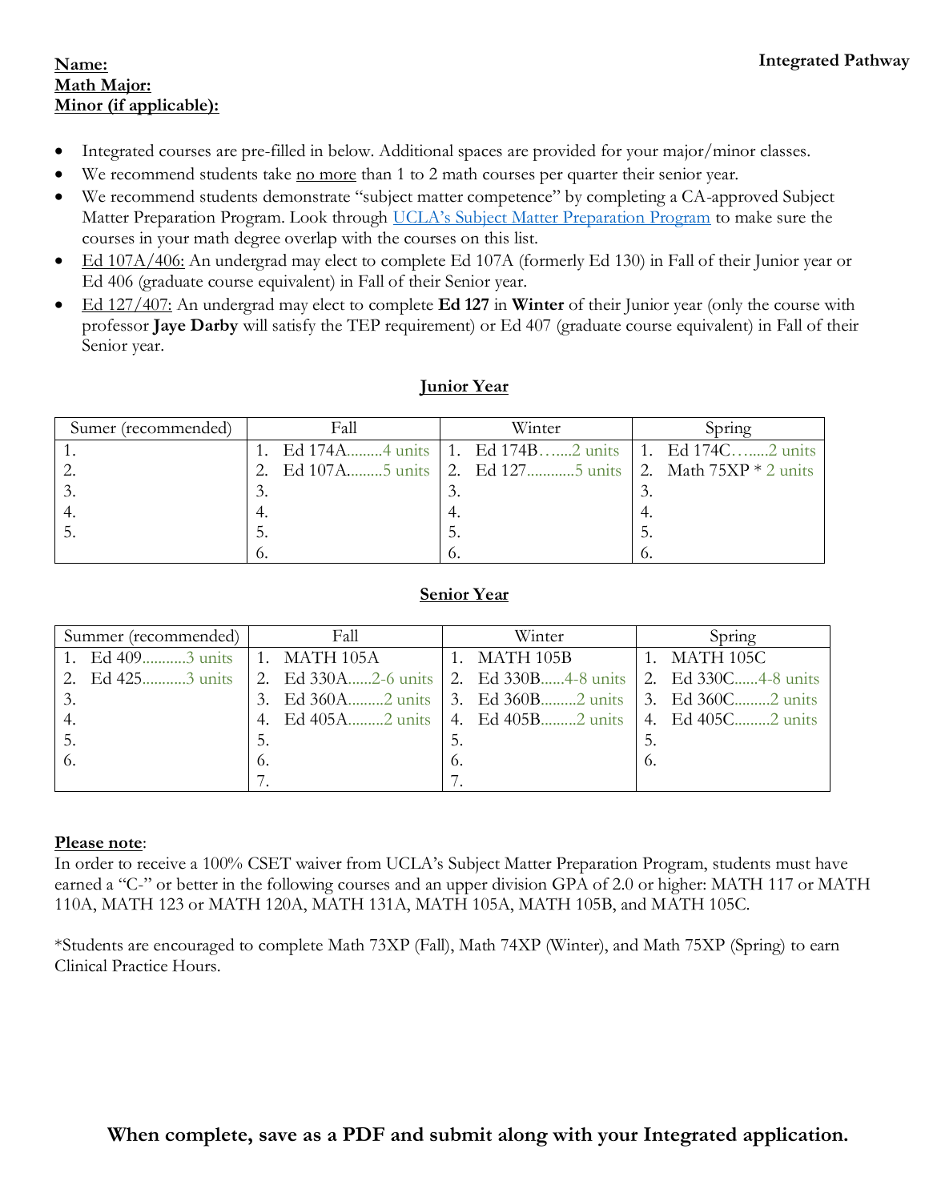**Name:**
**Math Major:**
**Minor (if applicable):**

**Integrated Pathway**

- Integrated courses are pre-filled in below. Additional spaces are provided for your major/minor classes.
- We recommend students take no more than 1 to 2 math courses per quarter their senior year.
- We recommend students demonstrate "subject matter competence" by completing a CA-approved Subject Matter Preparation Program. Look through UCLA's Subject Matter Preparation Program to make sure the courses in your math degree overlap with the courses on this list.
- Ed 107A/406: An undergrad may elect to complete Ed 107A (formerly Ed 130) in Fall of their Junior year or Ed 406 (graduate course equivalent) in Fall of their Senior year.
- Ed 127/407: An undergrad may elect to complete **Ed 127** in **Winter** of their Junior year (only the course with professor **Jaye Darby** will satisfy the TEP requirement) or Ed 407 (graduate course equivalent) in Fall of their Senior year.

## Junior Year

| Sumer (recommended) | Fall | Winter | Spring |
|---|---|---|---|
| 1. | 1. Ed 174A.........4 units | 1. Ed 174B…....2 units | 1. Ed 174C…....2 units |
| 2. | 2. Ed 107A.........5 units | 2. Ed 127............5 units | 2. Math 75XP * 2 units |
| 3. | 3. | 3. | 3. |
| 4. | 4. | 4. | 4. |
| 5. | 5. | 5. | 5. |
| | 6. | 6. | 6. |

## Senior Year

| Summer (recommended) | Fall | Winter | Spring |
|---|---|---|---|
| 1. Ed 409...........3 units | 1. MATH 105A | 1. MATH 105B | 1. MATH 105C |
| 2. Ed 425...........3 units | 2. Ed 330A......2-6 units | 2. Ed 330B......4-8 units | 2. Ed 330C......4-8 units |
| 3. | 3. Ed 360A.........2 units | 3. Ed 360B.........2 units | 3. Ed 360C.........2 units |
| 4. | 4. Ed 405A.........2 units | 4. Ed 405B.........2 units | 4. Ed 405C.........2 units |
| 5. | 5. | 5. | 5. |
| 6. | 6. | 6. | 6. |
| | 7. | 7. | |

**Please note**:
In order to receive a 100% CSET waiver from UCLA's Subject Matter Preparation Program, students must have earned a "C-" or better in the following courses and an upper division GPA of 2.0 or higher: MATH 117 or MATH 110A, MATH 123 or MATH 120A, MATH 131A, MATH 105A, MATH 105B, and MATH 105C.

*Students are encouraged to complete Math 73XP (Fall), Math 74XP (Winter), and Math 75XP (Spring) to earn Clinical Practice Hours.

**When complete, save as a PDF and submit along with your Integrated application.**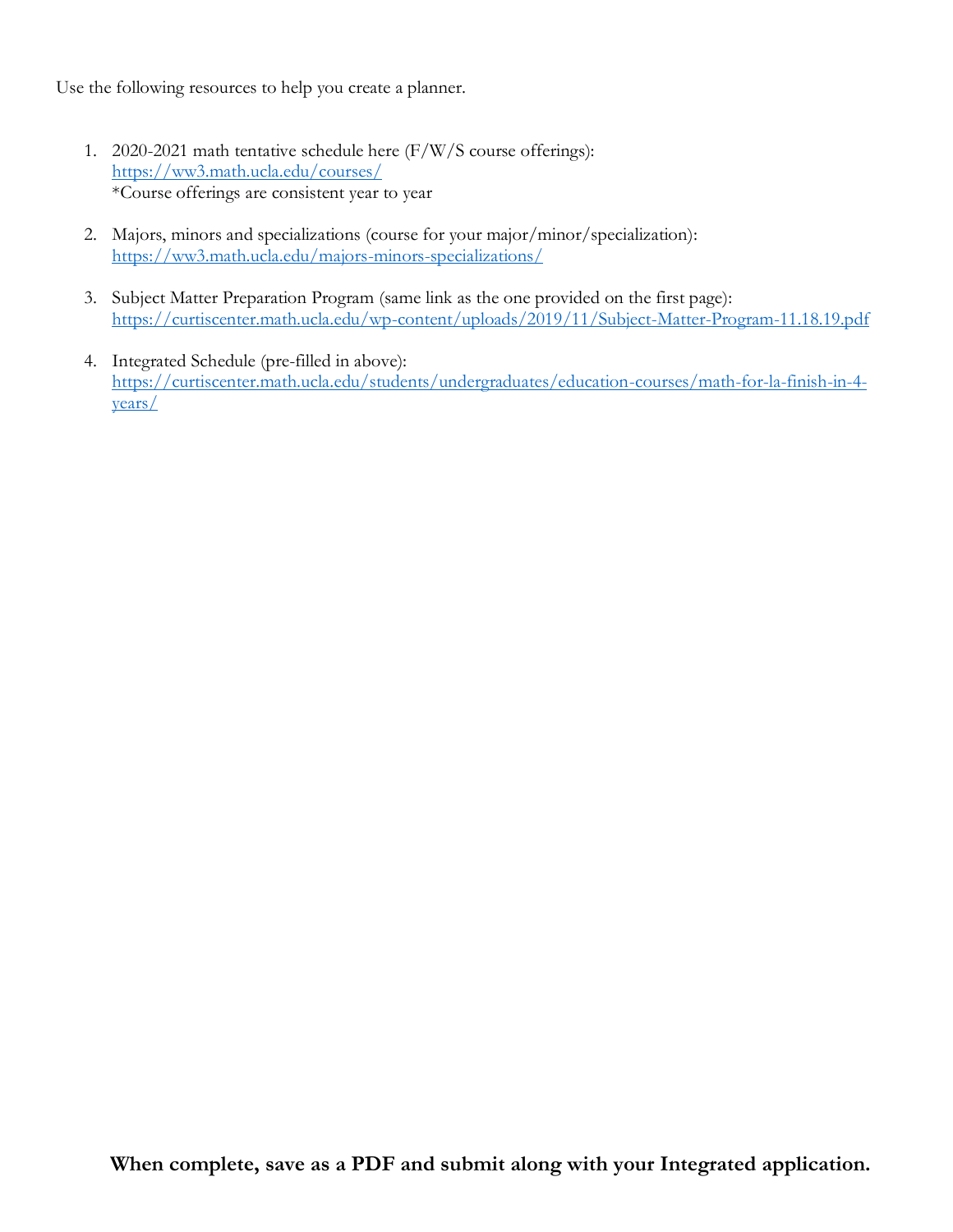Use the following resources to help you create a planner.

1. 2020-2021 math tentative schedule here (F/W/S course offerings):
   [https://ww3.math.ucla.edu/courses/](https://ww3.math.ucla.edu/courses/)
   *Course offerings are consistent year to year

2. Majors, minors and specializations (course for your major/minor/specialization):
   [https://ww3.math.ucla.edu/majors-minors-specializations/](https://ww3.math.ucla.edu/majors-minors-specializations/)

3. Subject Matter Preparation Program (same link as the one provided on the first page):
   [https://curtiscenter.math.ucla.edu/wp-content/uploads/2019/11/Subject-Matter-Program-11.18.19.pdf](https://curtiscenter.math.ucla.edu/wp-content/uploads/2019/11/Subject-Matter-Program-11.18.19.pdf)

4. Integrated Schedule (pre-filled in above):
   [https://curtiscenter.math.ucla.edu/students/undergraduates/education-courses/math-for-la-finish-in-4-years/](https://curtiscenter.math.ucla.edu/students/undergraduates/education-courses/math-for-la-finish-in-4-years/)

**When complete, save as a PDF and submit along with your Integrated application.**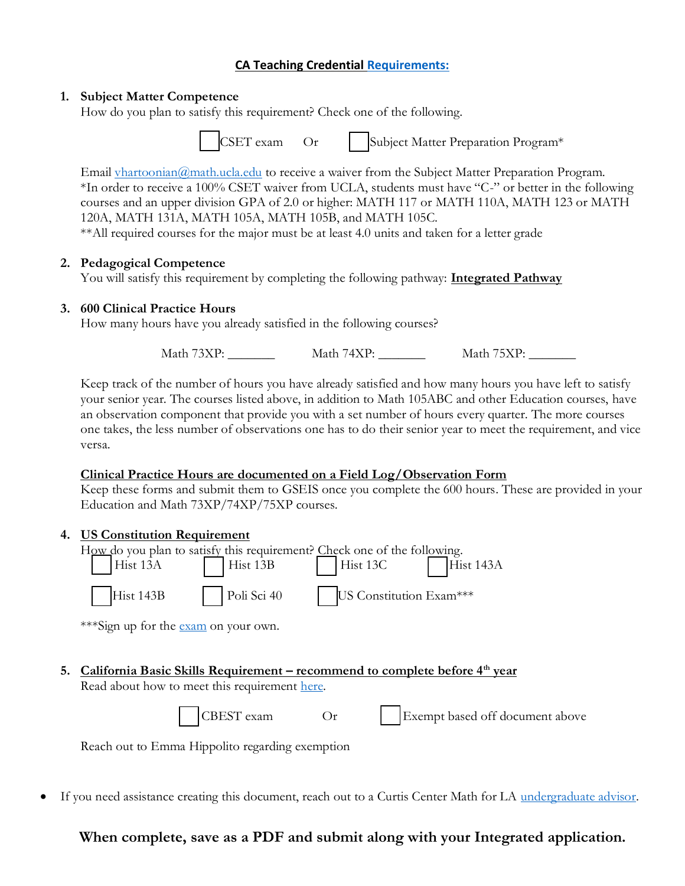## CA Teaching Credential Requirements:

1. **Subject Matter Competence**

   How do you plan to satisfy this requirement? Check one of the following.

   ☐ CSET exam Or ☐ Subject Matter Preparation Program*

   Email vhartoonian@math.ucla.edu to receive a waiver from the Subject Matter Preparation Program.
   *In order to receive a 100% CSET waiver from UCLA, students must have "C-" or better in the following courses and an upper division GPA of 2.0 or higher: MATH 117 or MATH 110A, MATH 123 or MATH 120A, MATH 131A, MATH 105A, MATH 105B, and MATH 105C.
   **All required courses for the major must be at least 4.0 units and taken for a letter grade

2. **Pedagogical Competence**

   You will satisfy this requirement by completing the following pathway: **Integrated Pathway**

3. **600 Clinical Practice Hours**

   How many hours have you already satisfied in the following courses?

   Math 73XP: _______ Math 74XP: _______ Math 75XP: _______

   Keep track of the number of hours you have already satisfied and how many hours you have left to satisfy your senior year. The courses listed above, in addition to Math 105ABC and other Education courses, have an observation component that provide you with a set number of hours every quarter. The more courses one takes, the less number of observations one has to do their senior year to meet the requirement, and vice versa.

   **Clinical Practice Hours are documented on a Field Log/Observation Form**
   Keep these forms and submit them to GSEIS once you complete the 600 hours. These are provided in your Education and Math 73XP/74XP/75XP courses.

4. **US Constitution Requirement**

   How do you plan to satisfy this requirement? Check one of the following.

   ☐ Hist 13A ☐ Hist 13B ☐ Hist 13C ☐ Hist 143A

   ☐ Hist 143B ☐ Poli Sci 40 ☐ US Constitution Exam***

   ***Sign up for the exam on your own.

5. **California Basic Skills Requirement – recommend to complete before 4th year**

   Read about how to meet this requirement here.

   ☐ CBEST exam Or ☐ Exempt based off document above

   Reach out to Emma Hippolito regarding exemption

- If you need assistance creating this document, reach out to a Curtis Center Math for LA undergraduate advisor.

**When complete, save as a PDF and submit along with your Integrated application.**